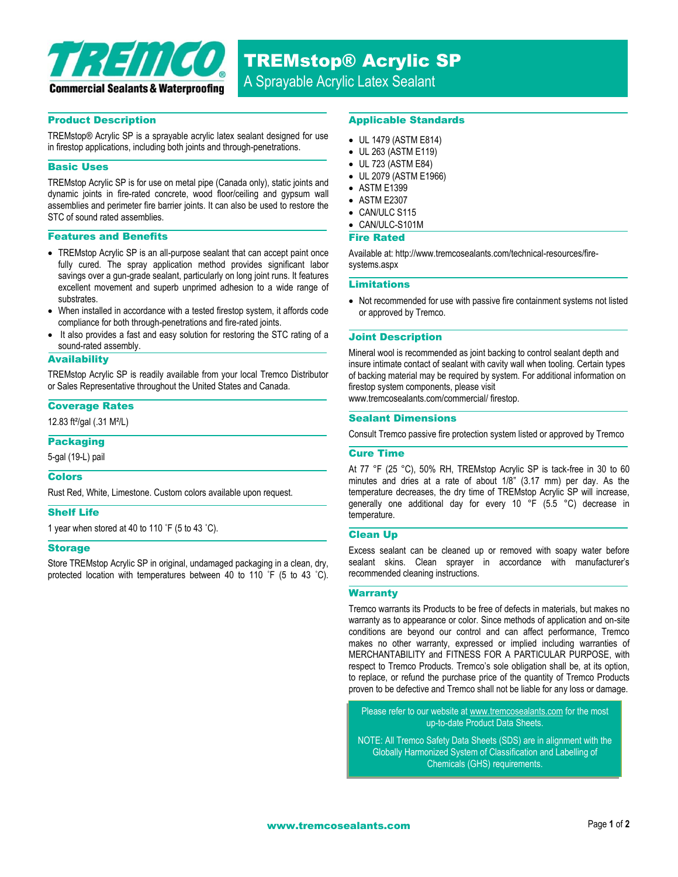# TREMstop® Acrylic SP

A Sprayable Acrylic Latex Sealant

## Product Description

TREMstop® Acrylic SP is a sprayable acrylic latex sealant designed for use in firestop applications, including both joints and through-penetrations.

## Basic Uses

TREMstop Acrylic SP is for use on metal pipe (Canada only), static joints and dynamic joints in fire-rated concrete, wood floor/ceiling and gypsum wall assemblies and perimeter fire barrier joints. It can also be used to restore the STC of sound rated assemblies.

## Features and Benefits

- TREMstop Acrylic SP is an all-purpose sealant that can accept paint once fully cured. The spray application method provides significant labor savings over a gun-grade sealant, particularly on long joint runs. It features excellent movement and superb unprimed adhesion to a wide range of substrates.
- When installed in accordance with a tested firestop system, it affords code compliance for both through-penetrations and fire-rated joints.
- It also provides a fast and easy solution for restoring the STC rating of a sound-rated assembly.

## Availability

TREMstop Acrylic SP is readily available from your local Tremco Distributor or Sales Representative throughout the United States and Canada.

## Coverage Rates

12.83 ft²/gal (.31 M²/L)

## Packaging

5-gal (19-L) pail

## Colors

Rust Red, White, Limestone. Custom colors available upon request.

## Shelf Life

1 year when stored at 40 to 110 ˚F (5 to 43 ˚C).

## Storage

Store TREMstop Acrylic SP in original, undamaged packaging in a clean, dry, protected location with temperatures between 40 to 110 ˚F (5 to 43 ˚C).

## Applicable Standards

- UL 1479 (ASTM E814)
- UL 263 (ASTM E119)
- UL 723 (ASTM E84)
- UL 2079 (ASTM E1966)
- ASTM E1399
- ASTM E2307
- CAN/ULC S115
- CAN/ULC-S101M

## Fire Rated

Available at: http://www.tremcosealants.com/technical-resources/fire-systems.aspx

## Limitations

- Not recommended for use with passive fire containment systems not listed or approved by Tremco.

## Joint Description

Mineral wool is recommended as joint backing to control sealant depth and insure intimate contact of sealant with cavity wall when tooling. Certain types of backing material may be required by system. For additional information on firestop system components, please visit www.tremcosealants.com/commercial/ firestop.

## Sealant Dimensions

Consult Tremco passive fire protection system listed or approved by Tremco

## Cure Time

At 77 °F (25 °C), 50% RH, TREMstop Acrylic SP is tack-free in 30 to 60 minutes and dries at a rate of about 1/8" (3.17 mm) per day. As the temperature decreases, the dry time of TREMstop Acrylic SP will increase, generally one additional day for every 10 °F (5.5 °C) decrease in temperature.

## Clean Up

Excess sealant can be cleaned up or removed with soapy water before sealant skins. Clean sprayer in accordance with manufacturer's recommended cleaning instructions.

## Warranty

Tremco warrants its Products to be free of defects in materials, but makes no warranty as to appearance or color. Since methods of application and on-site conditions are beyond our control and can affect performance, Tremco makes no other warranty, expressed or implied including warranties of MERCHANTABILITY and FITNESS FOR A PARTICULAR PURPOSE, with respect to Tremco Products. Tremco's sole obligation shall be, at its option, to replace, or refund the purchase price of the quantity of Tremco Products proven to be defective and Tremco shall not be liable for any loss or damage.

Please refer to our website at www.tremcosealants.com for the most up-to-date Product Data Sheets.

NOTE: All Tremco Safety Data Sheets (SDS) are in alignment with the Globally Harmonized System of Classification and Labelling of Chemicals (GHS) requirements.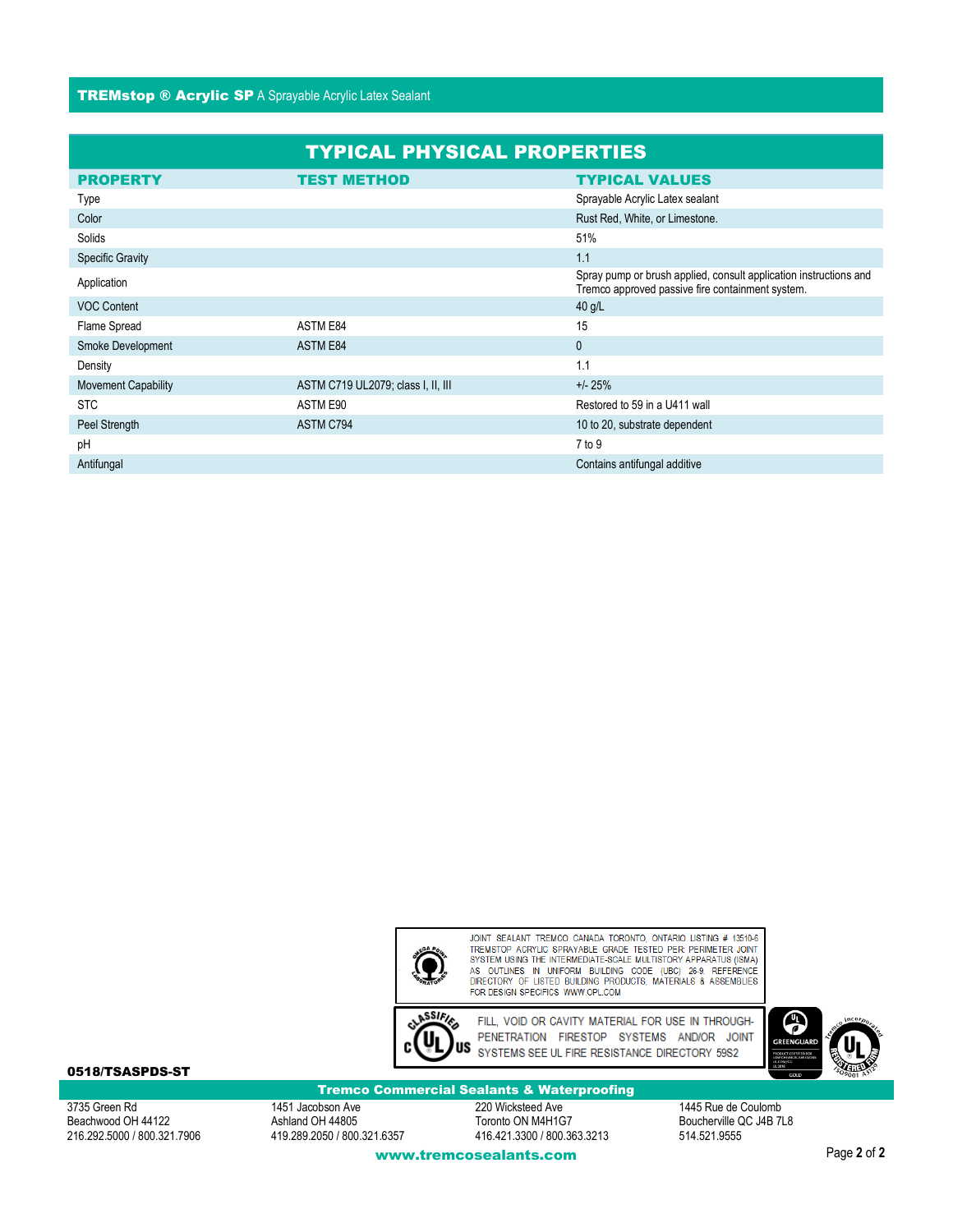## TYPICAL PHYSICAL PROPERTIES

| PROPERTY | TEST METHOD | TYPICAL VALUES |
|---|---|---|
| Type | | Sprayable Acrylic Latex sealant |
| Color | | Rust Red, White, or Limestone. |
| Solids | | 51% |
| Specific Gravity | | 1.1 |
| Application | | Spray pump or brush applied, consult application instructions and Tremco approved passive fire containment system. |
| VOC Content | | 40 g/L |
| Flame Spread | ASTM E84 | 15 |
| Smoke Development | ASTM E84 | 0 |
| Density | | 1.1 |
| Movement Capability | ASTM C719 UL2079; class I, II, III | +/- 25% |
| STC | ASTM E90 | Restored to 59 in a U411 wall |
| Peel Strength | ASTM C794 | 10 to 20, substrate dependent |
| pH | | 7 to 9 |
| Antifungal | | Contains antifungal additive |

JOINT SEALANT TREMCO CANADA TORONTO, ONTARIO LISTING # 13510-6 TREMSTOP ACRYLIC SPRAYABLE GRADE TESTED PER: PERIMETER JOINT SYSTEM USING THE INTERMEDIATE-SCALE MULTISTORY APPARATUS (ISMA) AS OUTLINES IN UNIFORM BUILDING CODE (UBC) 26-9. REFERENCE DIRECTORY OF LISTED BUILDING PRODUCTS, MATERIALS & ASSEMBLIES FOR DESIGN SPECIFICS WWW.OPL.COM

FILL, VOID OR CAVITY MATERIAL FOR USE IN THROUGH-PENETRATION FIRESTOP SYSTEMS AND/OR JOINT SYSTEMS SEE UL FIRE RESISTANCE DIRECTORY 59S2

0518/TSASPDS-ST

**Tremco Commercial Sealants & Waterproofing**

3735 Green Rd
Beachwood OH 44122
216.292.5000 / 800.321.7906

1451 Jacobson Ave
Ashland OH 44805
419.289.2050 / 800.321.6357

220 Wicksteed Ave
Toronto ON M4H1G7
416.421.3300 / 800.363.3213

1445 Rue de Coulomb
Boucherville QC J4B 7L8
514.521.9555

www.tremcosealants.com